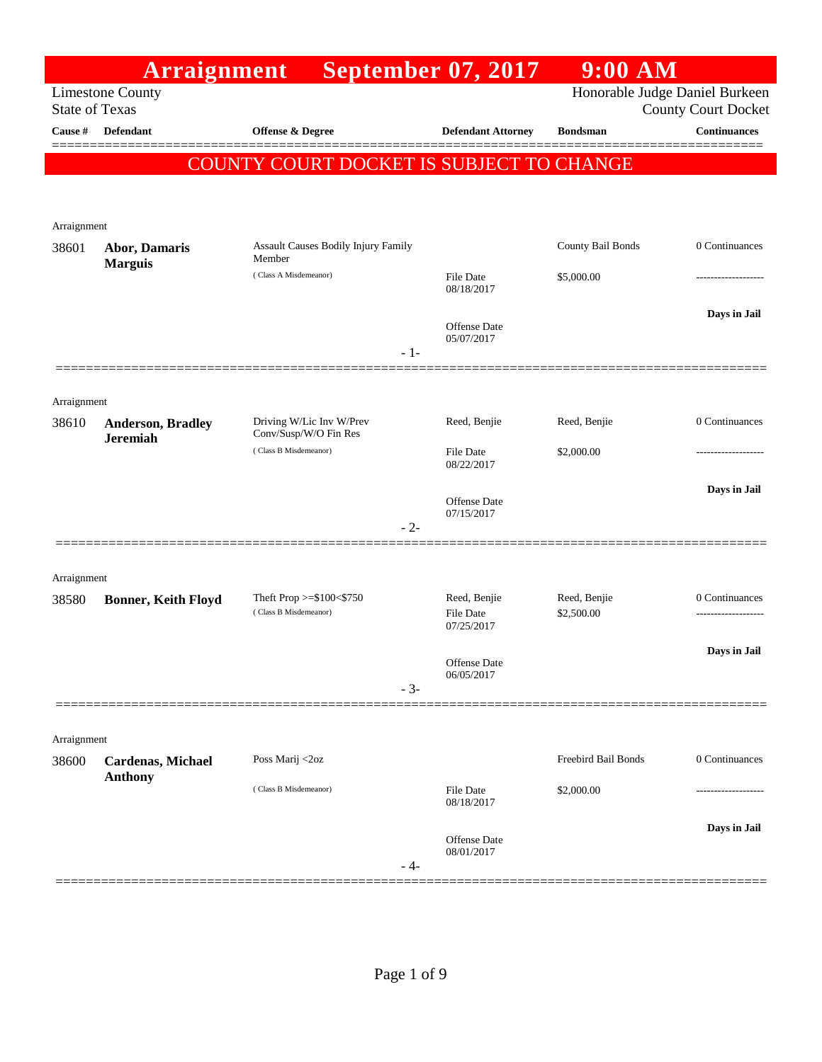# Arraignment September 07, 2017 9:00 AM

Limestone County
State of Texas

Honorable Judge Daniel Burkeen
County Court Docket

**COUNTY COURT DOCKET IS SUBJECT TO CHANGE**

| Cause # | Defendant | Offense & Degree | Defendant Attorney | Bondsman | Continuances |
|---|---|---|---|---|---|
| Arraignment | | | | | |
| 38601 | **Abor, Damaris Marguis** | Assault Causes Bodily Injury Family Member (Class A Misdemeanor) | File Date 08/18/2017<br>Offense Date 05/07/2017 | County Bail Bonds<br>$5,000.00 | 0 Continuances<br>-------------------<br>**Days in Jail** |
| | | | - 1- | | |
| Arraignment | | | | | |
| 38610 | **Anderson, Bradley Jeremiah** | Driving W/Lic Inv W/Prev Conv/Susp/W/O Fin Res (Class B Misdemeanor) | Reed, Benjie<br>File Date 08/22/2017<br>Offense Date 07/15/2017 | Reed, Benjie<br>$2,000.00 | 0 Continuances<br>-------------------<br>**Days in Jail** |
| | | | - 2- | | |
| Arraignment | | | | | |
| 38580 | **Bonner, Keith Floyd** | Theft Prop >=$100<$750 (Class B Misdemeanor) | Reed, Benjie<br>File Date 07/25/2017<br>Offense Date 06/05/2017 | Reed, Benjie<br>$2,500.00 | 0 Continuances<br>-------------------<br>**Days in Jail** |
| | | | - 3- | | |
| Arraignment | | | | | |
| 38600 | **Cardenas, Michael Anthony** | Poss Marij <2oz (Class B Misdemeanor) | File Date 08/18/2017<br>Offense Date 08/01/2017 | Freebird Bail Bonds<br>$2,000.00 | 0 Continuances<br>-------------------<br>**Days in Jail** |
| | | | - 4- | | |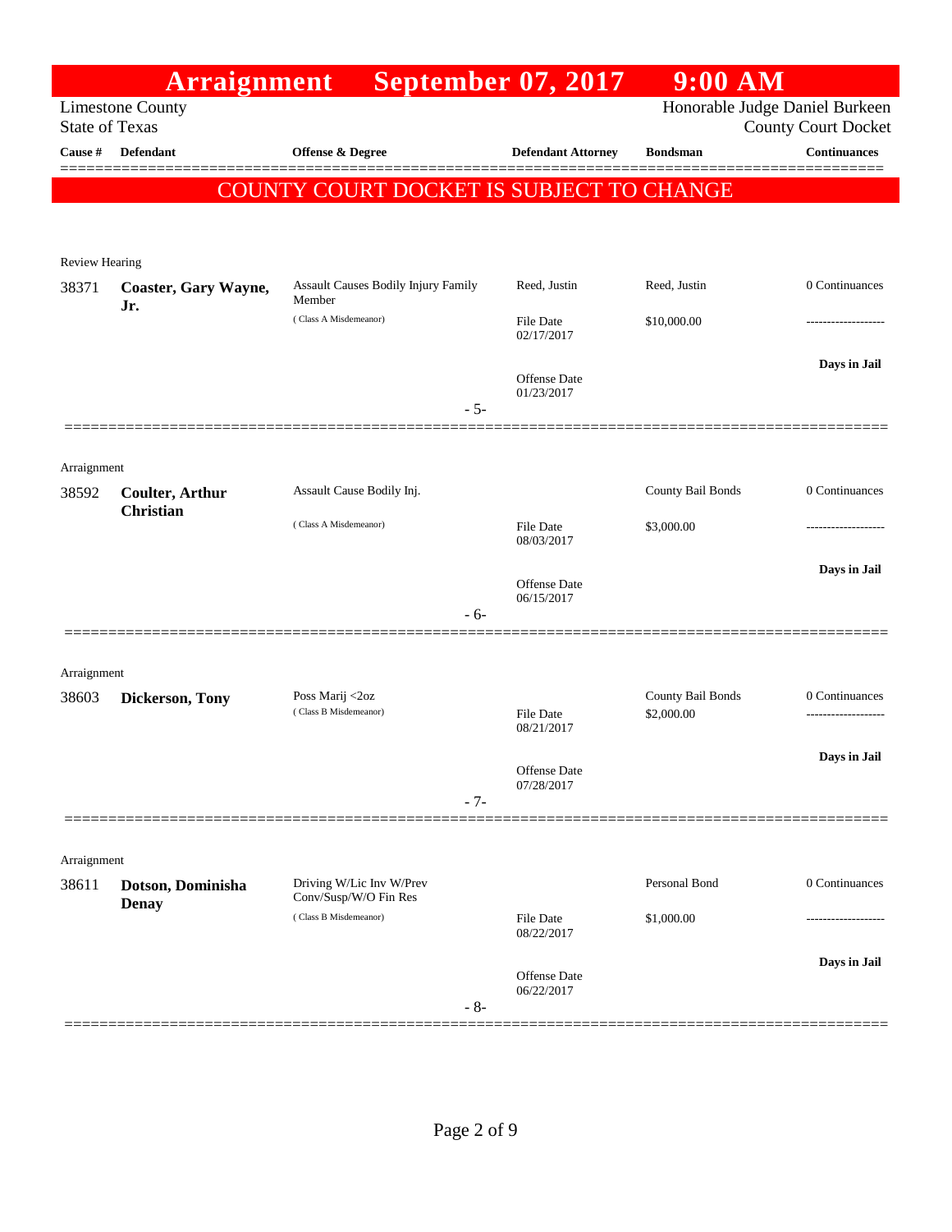# Arraignment September 07, 2017 9:00 AM

Limestone County
State of Texas

Honorable Judge Daniel Burkeen
County Court Docket

**COUNTY COURT DOCKET IS SUBJECT TO CHANGE**

| Cause # | Defendant | Offense & Degree | Defendant Attorney | Bondsman | Continuances |
|---|---|---|---|---|---|
| Review Hearing | | | | | |
| 38371 | **Coaster, Gary Wayne, Jr.** | Assault Causes Bodily Injury Family Member (Class A Misdemeanor) | Reed, Justin | Reed, Justin | 0 Continuances |
| | | | File Date 02/17/2017 | $10,000.00 | ------------------- |
| | | | Offense Date 01/23/2017 | | **Days in Jail** |
| | | - 5- | | | |
| Arraignment | | | | | |
| 38592 | **Coulter, Arthur Christian** | Assault Cause Bodily Inj. (Class A Misdemeanor) | | County Bail Bonds | 0 Continuances |
| | | | File Date 08/03/2017 | $3,000.00 | ------------------- |
| | | | Offense Date 06/15/2017 | | **Days in Jail** |
| | | - 6- | | | |
| Arraignment | | | | | |
| 38603 | **Dickerson, Tony** | Poss Marij <2oz (Class B Misdemeanor) | | County Bail Bonds | 0 Continuances |
| | | | File Date 08/21/2017 | $2,000.00 | ------------------- |
| | | | Offense Date 07/28/2017 | | **Days in Jail** |
| | | - 7- | | | |
| Arraignment | | | | | |
| 38611 | **Dotson, Dominisha Denay** | Driving W/Lic Inv W/Prev Conv/Susp/W/O Fin Res (Class B Misdemeanor) | | Personal Bond | 0 Continuances |
| | | | File Date 08/22/2017 | $1,000.00 | ------------------- |
| | | | Offense Date 06/22/2017 | | **Days in Jail** |
| | | - 8- | | | |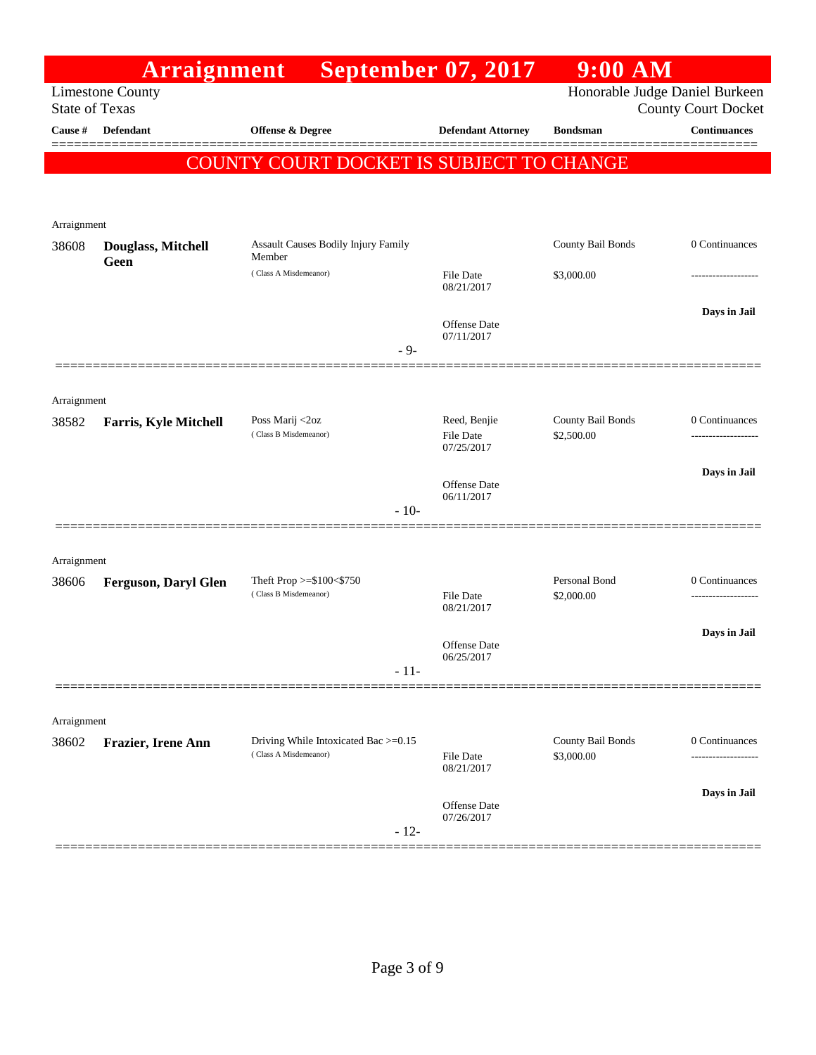# Arraignment September 07, 2017 9:00 AM

Limestone County
State of Texas

Honorable Judge Daniel Burkeen
County Court Docket

| Cause # | Defendant | Offense & Degree | Defendant Attorney | Bondsman | Continuances |
|---|---|---|---|---|---|

COUNTY COURT DOCKET IS SUBJECT TO CHANGE

Arraignment

| Cause # | Defendant | Offense & Degree | Defendant Attorney | Bondsman | Continuances |
|---|---|---|---|---|---|
| 38608 | **Douglass, Mitchell Geen** | Assault Causes Bodily Injury Family Member ( Class A Misdemeanor) | File Date 08/21/2017<br>Offense Date 07/11/2017 | County Bail Bonds<br>$3,000.00 | 0 Continuances<br>-------------------<br>**Days in Jail** |

- 9-

Arraignment

| Cause # | Defendant | Offense & Degree | Defendant Attorney | Bondsman | Continuances |
|---|---|---|---|---|---|
| 38582 | **Farris, Kyle Mitchell** | Poss Marij <2oz ( Class B Misdemeanor) | Reed, Benjie<br>File Date 07/25/2017<br>Offense Date 06/11/2017 | County Bail Bonds<br>$2,500.00 | 0 Continuances<br>-------------------<br>**Days in Jail** |

- 10-

Arraignment

| Cause # | Defendant | Offense & Degree | Defendant Attorney | Bondsman | Continuances |
|---|---|---|---|---|---|
| 38606 | **Ferguson, Daryl Glen** | Theft Prop >=$100<$750 ( Class B Misdemeanor) | File Date 08/21/2017<br>Offense Date 06/25/2017 | Personal Bond<br>$2,000.00 | 0 Continuances<br>-------------------<br>**Days in Jail** |

- 11-

Arraignment

| Cause # | Defendant | Offense & Degree | Defendant Attorney | Bondsman | Continuances |
|---|---|---|---|---|---|
| 38602 | **Frazier, Irene Ann** | Driving While Intoxicated Bac >=0.15 ( Class A Misdemeanor) | File Date 08/21/2017<br>Offense Date 07/26/2017 | County Bail Bonds<br>$3,000.00 | 0 Continuances<br>-------------------<br>**Days in Jail** |

- 12-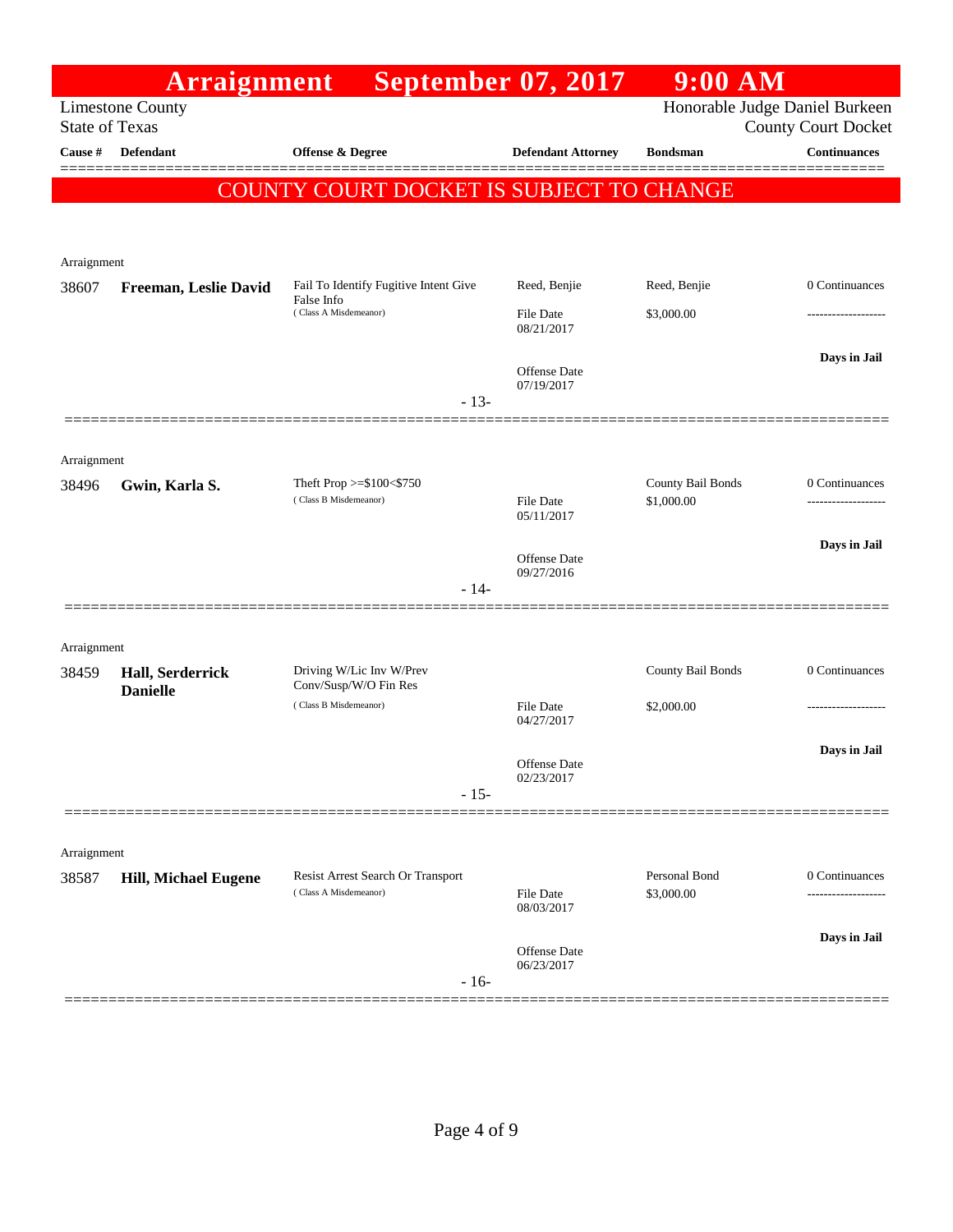# Arraignment September 07, 2017 9:00 AM

Limestone County
State of Texas

Honorable Judge Daniel Burkeen
County Court Docket

| Cause # | Defendant | Offense & Degree | Defendant Attorney | Bondsman | Continuances |
|---|---|---|---|---|---|

**COUNTY COURT DOCKET IS SUBJECT TO CHANGE**

| Cause # | Defendant | Offense & Degree | Defendant Attorney | Bondsman | Continuances |
|---|---|---|---|---|---|
| Arraignment | | | | | |
| 38607 | **Freeman, Leslie David** | Fail To Identify Fugitive Intent Give False Info (Class A Misdemeanor) | Reed, Benjie<br>File Date 08/21/2017<br>Offense Date 07/19/2017 | Reed, Benjie<br>$3,000.00 | 0 Continuances<br>-------------------<br>**Days in Jail** |
| | | | - 13- | | |
| Arraignment | | | | | |
| 38496 | **Gwin, Karla S.** | Theft Prop >=$100<$750 (Class B Misdemeanor) | File Date 05/11/2017<br>Offense Date 09/27/2016 | County Bail Bonds<br>$1,000.00 | 0 Continuances<br>-------------------<br>**Days in Jail** |
| | | | - 14- | | |
| Arraignment | | | | | |
| 38459 | **Hall, Serderrick Danielle** | Driving W/Lic Inv W/Prev Conv/Susp/W/O Fin Res (Class B Misdemeanor) | File Date 04/27/2017<br>Offense Date 02/23/2017 | County Bail Bonds<br>$2,000.00 | 0 Continuances<br>-------------------<br>**Days in Jail** |
| | | | - 15- | | |
| Arraignment | | | | | |
| 38587 | **Hill, Michael Eugene** | Resist Arrest Search Or Transport (Class A Misdemeanor) | File Date 08/03/2017<br>Offense Date 06/23/2017 | Personal Bond<br>$3,000.00 | 0 Continuances<br>-------------------<br>**Days in Jail** |
| | | | - 16- | | |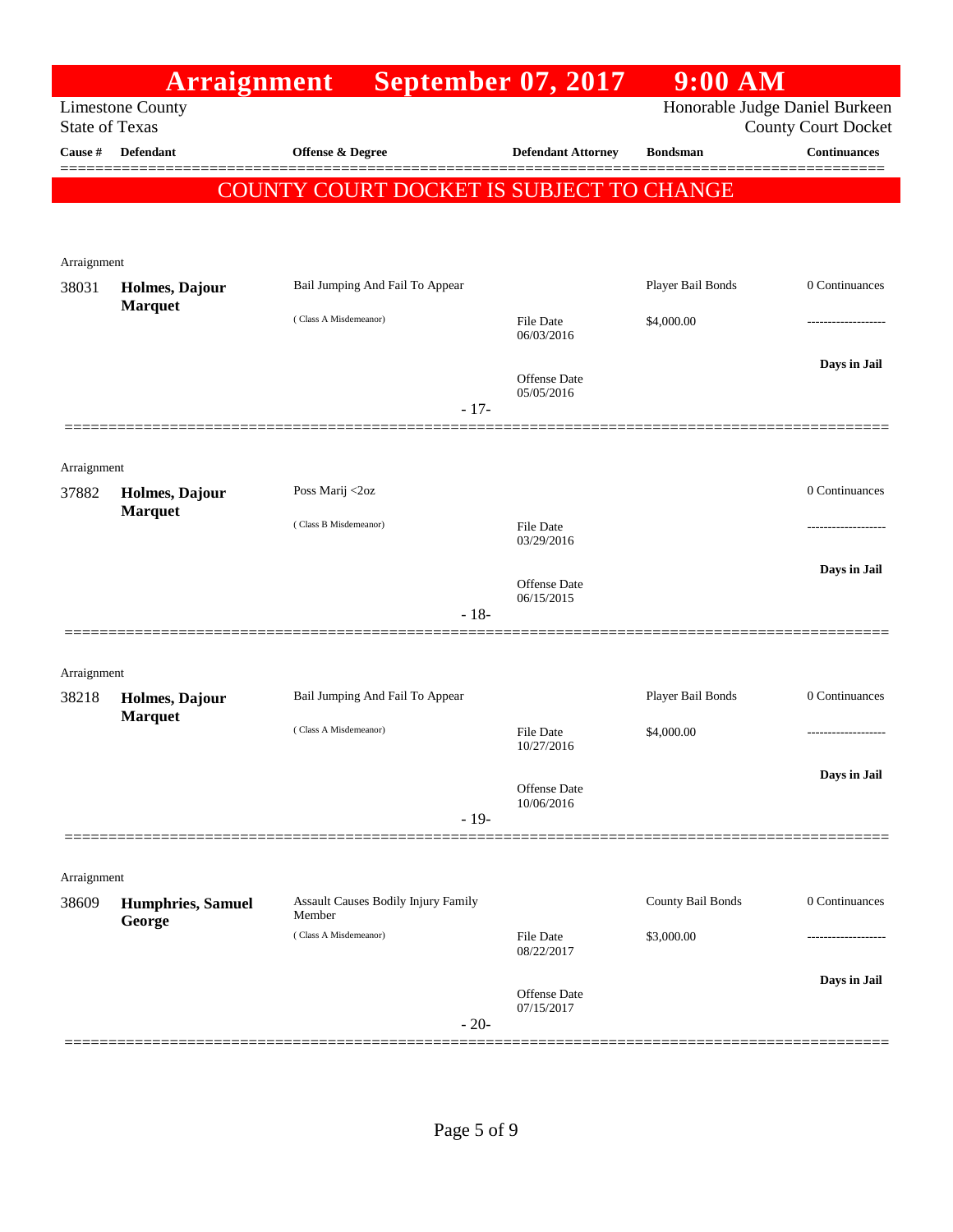# Arraignment September 07, 2017 9:00 AM

Limestone County
State of Texas

Honorable Judge Daniel Burkeen
County Court Docket

| Cause # | Defendant | Offense & Degree | Defendant Attorney | Bondsman | Continuances |
|---|---|---|---|---|---|

**COUNTY COURT DOCKET IS SUBJECT TO CHANGE**

Arraignment

| Cause # | Defendant | Offense & Degree | Defendant Attorney | Bondsman | Continuances |
|---|---|---|---|---|---|
| 38031 | **Holmes, Dajour Marquet** | Bail Jumping And Fail To Appear (Class A Misdemeanor) | File Date 06/03/2016; Offense Date 05/05/2016 | Player Bail Bonds $4,000.00 | 0 Continuances ------------------- **Days in Jail** |

- 17-

Arraignment

| Cause # | Defendant | Offense & Degree | Defendant Attorney | Bondsman | Continuances |
|---|---|---|---|---|---|
| 37882 | **Holmes, Dajour Marquet** | Poss Marij <2oz (Class B Misdemeanor) | File Date 03/29/2016; Offense Date 06/15/2015 | | 0 Continuances ------------------- **Days in Jail** |

- 18-

Arraignment

| Cause # | Defendant | Offense & Degree | Defendant Attorney | Bondsman | Continuances |
|---|---|---|---|---|---|
| 38218 | **Holmes, Dajour Marquet** | Bail Jumping And Fail To Appear (Class A Misdemeanor) | File Date 10/27/2016; Offense Date 10/06/2016 | Player Bail Bonds $4,000.00 | 0 Continuances ------------------- **Days in Jail** |

- 19-

Arraignment

| Cause # | Defendant | Offense & Degree | Defendant Attorney | Bondsman | Continuances |
|---|---|---|---|---|---|
| 38609 | **Humphries, Samuel George** | Assault Causes Bodily Injury Family Member (Class A Misdemeanor) | File Date 08/22/2017; Offense Date 07/15/2017 | County Bail Bonds $3,000.00 | 0 Continuances ------------------- **Days in Jail** |

- 20-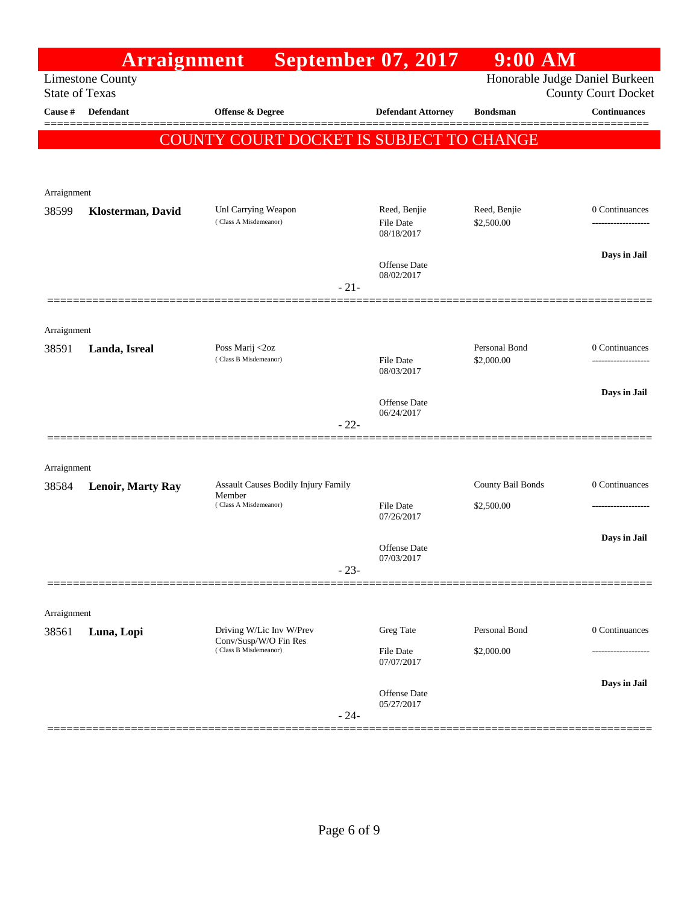# Arraignment September 07, 2017 9:00 AM

Limestone County
State of Texas

Honorable Judge Daniel Burkeen
County Court Docket

| Cause # | Defendant | Offense & Degree | Defendant Attorney | Bondsman | Continuances |
|---|---|---|---|---|---|

**COUNTY COURT DOCKET IS SUBJECT TO CHANGE**

Arraignment

| Cause # | Defendant | Offense & Degree | Defendant Attorney | Bondsman | Continuances |
|---|---|---|---|---|---|
| 38599 | **Klosterman, David** | Unl Carrying Weapon (Class A Misdemeanor) | Reed, Benjie<br>File Date 08/18/2017<br>Offense Date 08/02/2017 | Reed, Benjie<br>$2,500.00 | 0 Continuances<br>-------------------<br>Days in Jail |

- 21-

Arraignment

| Cause # | Defendant | Offense & Degree | Defendant Attorney | Bondsman | Continuances |
|---|---|---|---|---|---|
| 38591 | **Landa, Isreal** | Poss Marij <2oz (Class B Misdemeanor) | File Date 08/03/2017<br>Offense Date 06/24/2017 | Personal Bond<br>$2,000.00 | 0 Continuances<br>-------------------<br>Days in Jail |

- 22-

Arraignment

| Cause # | Defendant | Offense & Degree | Defendant Attorney | Bondsman | Continuances |
|---|---|---|---|---|---|
| 38584 | **Lenoir, Marty Ray** | Assault Causes Bodily Injury Family Member (Class A Misdemeanor) | File Date 07/26/2017<br>Offense Date 07/03/2017 | County Bail Bonds<br>$2,500.00 | 0 Continuances<br>-------------------<br>Days in Jail |

- 23-

Arraignment

| Cause # | Defendant | Offense & Degree | Defendant Attorney | Bondsman | Continuances |
|---|---|---|---|---|---|
| 38561 | **Luna, Lopi** | Driving W/Lic Inv W/Prev Conv/Susp/W/O Fin Res (Class B Misdemeanor) | Greg Tate<br>File Date 07/07/2017<br>Offense Date 05/27/2017 | Personal Bond<br>$2,000.00 | 0 Continuances<br>-------------------<br>Days in Jail |

- 24-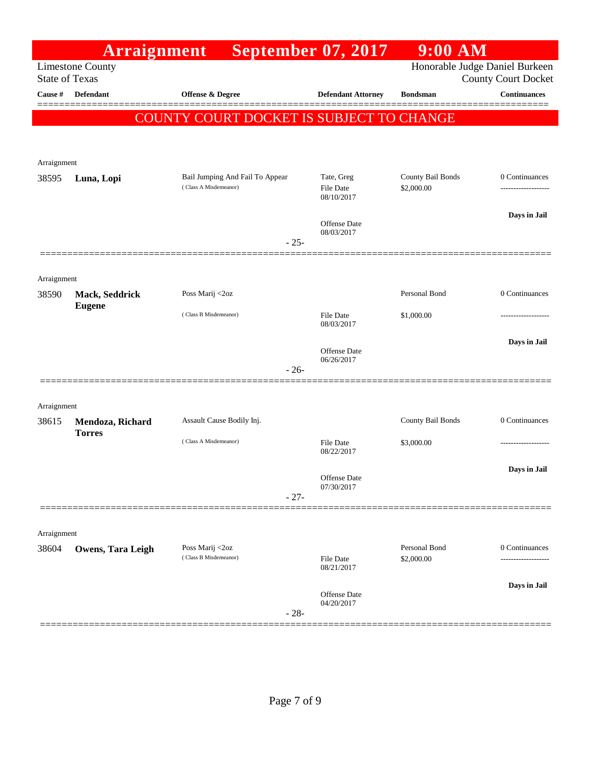# Arraignment September 07, 2017 9:00 AM

Limestone County
State of Texas

Honorable Judge Daniel Burkeen
County Court Docket

**COUNTY COURT DOCKET IS SUBJECT TO CHANGE**

| Cause # | Defendant | Offense & Degree | Defendant Attorney | Bondsman | Continuances |
|---|---|---|---|---|---|
| Arraignment | | | | | |
| 38595 | **Luna, Lopi** | Bail Jumping And Fail To Appear (Class A Misdemeanor) | Tate, Greg<br>File Date 08/10/2017<br>Offense Date 08/03/2017 | County Bail Bonds<br>$2,000.00 | 0 Continuances<br>-------------------<br>**Days in Jail** |
| | | | - 25- | | |
| Arraignment | | | | | |
| 38590 | **Mack, Seddrick Eugene** | Poss Marij <2oz (Class B Misdemeanor) | File Date 08/03/2017<br>Offense Date 06/26/2017 | Personal Bond<br>$1,000.00 | 0 Continuances<br>-------------------<br>**Days in Jail** |
| | | | - 26- | | |
| Arraignment | | | | | |
| 38615 | **Mendoza, Richard Torres** | Assault Cause Bodily Inj. (Class A Misdemeanor) | File Date 08/22/2017<br>Offense Date 07/30/2017 | County Bail Bonds<br>$3,000.00 | 0 Continuances<br>-------------------<br>**Days in Jail** |
| | | | - 27- | | |
| Arraignment | | | | | |
| 38604 | **Owens, Tara Leigh** | Poss Marij <2oz (Class B Misdemeanor) | File Date 08/21/2017<br>Offense Date 04/20/2017 | Personal Bond<br>$2,000.00 | 0 Continuances<br>-------------------<br>**Days in Jail** |
| | | | - 28- | | |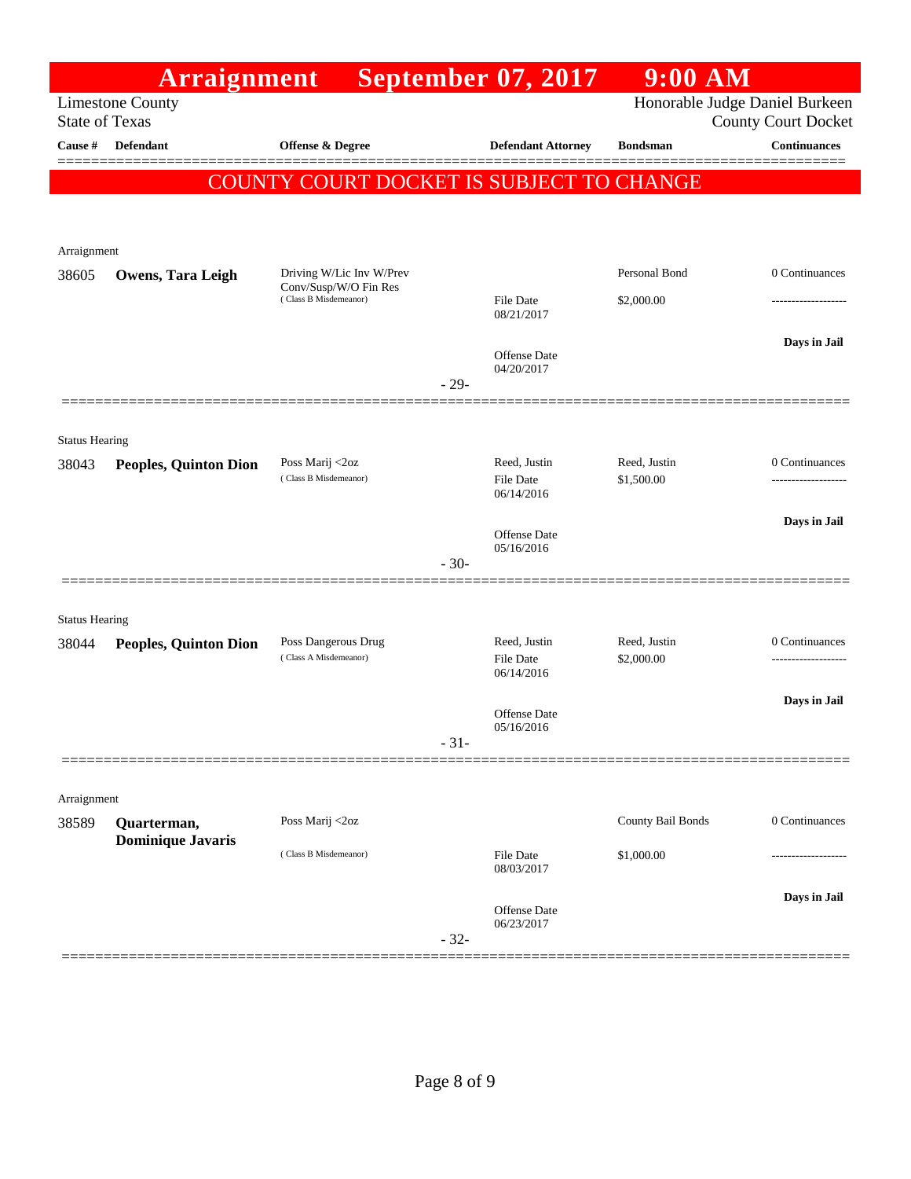# Arraignment September 07, 2017 9:00 AM

Limestone County
State of Texas

Honorable Judge Daniel Burkeen
County Court Docket

| Cause # | Defendant | Offense & Degree | Defendant Attorney | Bondsman | Continuances |
|---|---|---|---|---|---|

**COUNTY COURT DOCKET IS SUBJECT TO CHANGE**

Arraignment

| Cause # | Defendant | Offense & Degree | Defendant Attorney | Bondsman | Continuances |
|---|---|---|---|---|---|
| 38605 | **Owens, Tara Leigh** | Driving W/Lic Inv W/Prev Conv/Susp/W/O Fin Res (Class B Misdemeanor) | File Date 08/21/2017 | Personal Bond $2,000.00 | 0 Continuances |
| | | | Offense Date 04/20/2017 | | **Days in Jail** |

- 29-

Status Hearing

| Cause # | Defendant | Offense & Degree | Defendant Attorney | Bondsman | Continuances |
|---|---|---|---|---|---|
| 38043 | **Peoples, Quinton Dion** | Poss Marij <2oz (Class B Misdemeanor) | Reed, Justin File Date 06/14/2016 | Reed, Justin $1,500.00 | 0 Continuances |
| | | | Offense Date 05/16/2016 | | **Days in Jail** |

- 30-

Status Hearing

| Cause # | Defendant | Offense & Degree | Defendant Attorney | Bondsman | Continuances |
|---|---|---|---|---|---|
| 38044 | **Peoples, Quinton Dion** | Poss Dangerous Drug (Class A Misdemeanor) | Reed, Justin File Date 06/14/2016 | Reed, Justin $2,000.00 | 0 Continuances |
| | | | Offense Date 05/16/2016 | | **Days in Jail** |

- 31-

Arraignment

| Cause # | Defendant | Offense & Degree | Defendant Attorney | Bondsman | Continuances |
|---|---|---|---|---|---|
| 38589 | **Quarterman, Dominique Javaris** | Poss Marij <2oz (Class B Misdemeanor) | File Date 08/03/2017 | County Bail Bonds $1,000.00 | 0 Continuances |
| | | | Offense Date 06/23/2017 | | **Days in Jail** |

- 32-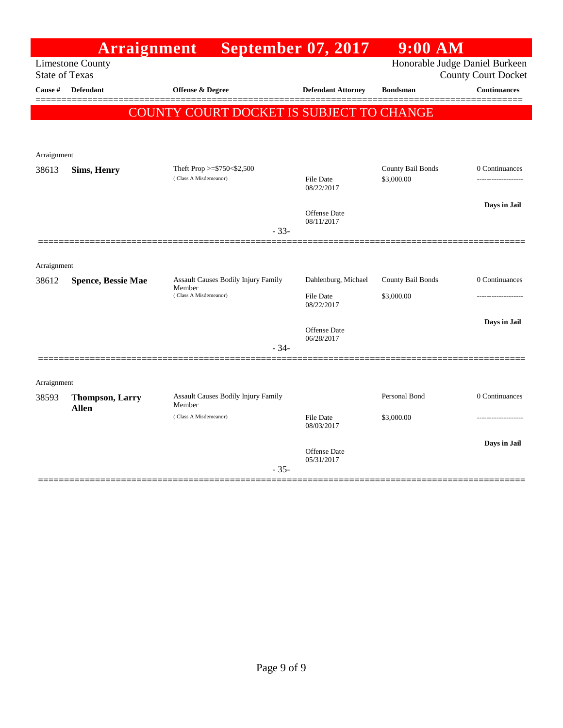# Arraignment September 07, 2017 9:00 AM

Limestone County
State of Texas

Honorable Judge Daniel Burkeen
County Court Docket

| Cause # | Defendant | Offense & Degree | Defendant Attorney | Bondsman | Continuances |
|---|---|---|---|---|---|

**COUNTY COURT DOCKET IS SUBJECT TO CHANGE**

Arraignment

| Cause # | Defendant | Offense & Degree | Defendant Attorney | Bondsman | Continuances |
|---|---|---|---|---|---|
| 38613 | **Sims, Henry** | Theft Prop >=$750<$2,500 (Class A Misdemeanor) | File Date 08/22/2017 Offense Date 08/11/2017 | County Bail Bonds $3,000.00 | 0 Continuances ------------------- **Days in Jail** |

- 33-

Arraignment

| Cause # | Defendant | Offense & Degree | Defendant Attorney | Bondsman | Continuances |
|---|---|---|---|---|---|
| 38612 | **Spence, Bessie Mae** | Assault Causes Bodily Injury Family Member (Class A Misdemeanor) | Dahlenburg, Michael File Date 08/22/2017 Offense Date 06/28/2017 | County Bail Bonds $3,000.00 | 0 Continuances ------------------- **Days in Jail** |

- 34-

Arraignment

| Cause # | Defendant | Offense & Degree | Defendant Attorney | Bondsman | Continuances |
|---|---|---|---|---|---|
| 38593 | **Thompson, Larry Allen** | Assault Causes Bodily Injury Family Member (Class A Misdemeanor) | File Date 08/03/2017 Offense Date 05/31/2017 | Personal Bond $3,000.00 | 0 Continuances ------------------- **Days in Jail** |

- 35-